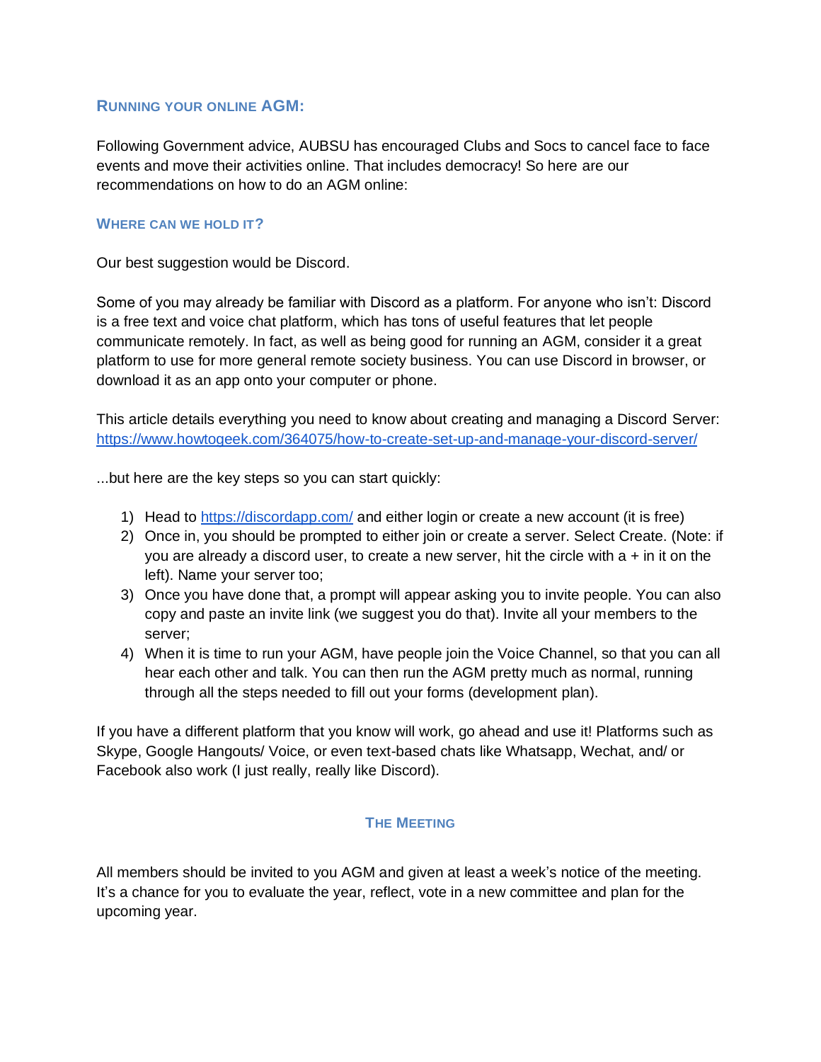## Running your online AGM:

Following Government advice, AUBSU has encouraged Clubs and Socs to cancel face to face events and move their activities online. That includes democracy! So here are our recommendations on how to do an AGM online:

### Where can we hold it?

Our best suggestion would be Discord.

Some of you may already be familiar with Discord as a platform. For anyone who isn't: Discord is a free text and voice chat platform, which has tons of useful features that let people communicate remotely. In fact, as well as being good for running an AGM, consider it a great platform to use for more general remote society business. You can use Discord in browser, or download it as an app onto your computer or phone.

This article details everything you need to know about creating and managing a Discord Server: [https://www.howtogeek.com/364075/how-to-create-set-up-and-manage-your-discord-server/](https://www.howtogeek.com/364075/how-to-create-set-up-and-manage-your-discord-server/)

...but here are the key steps so you can start quickly:

1) Head to [https://discordapp.com/](https://discordapp.com/) and either login or create a new account (it is free)
2) Once in, you should be prompted to either join or create a server. Select Create. (Note: if you are already a discord user, to create a new server, hit the circle with a + in it on the left). Name your server too;
3) Once you have done that, a prompt will appear asking you to invite people. You can also copy and paste an invite link (we suggest you do that). Invite all your members to the server;
4) When it is time to run your AGM, have people join the Voice Channel, so that you can all hear each other and talk. You can then run the AGM pretty much as normal, running through all the steps needed to fill out your forms (development plan).

If you have a different platform that you know will work, go ahead and use it! Platforms such as Skype, Google Hangouts/ Voice, or even text-based chats like Whatsapp, Wechat, and/ or Facebook also work (I just really, really like Discord).

### The Meeting

All members should be invited to you AGM and given at least a week's notice of the meeting. It's a chance for you to evaluate the year, reflect, vote in a new committee and plan for the upcoming year.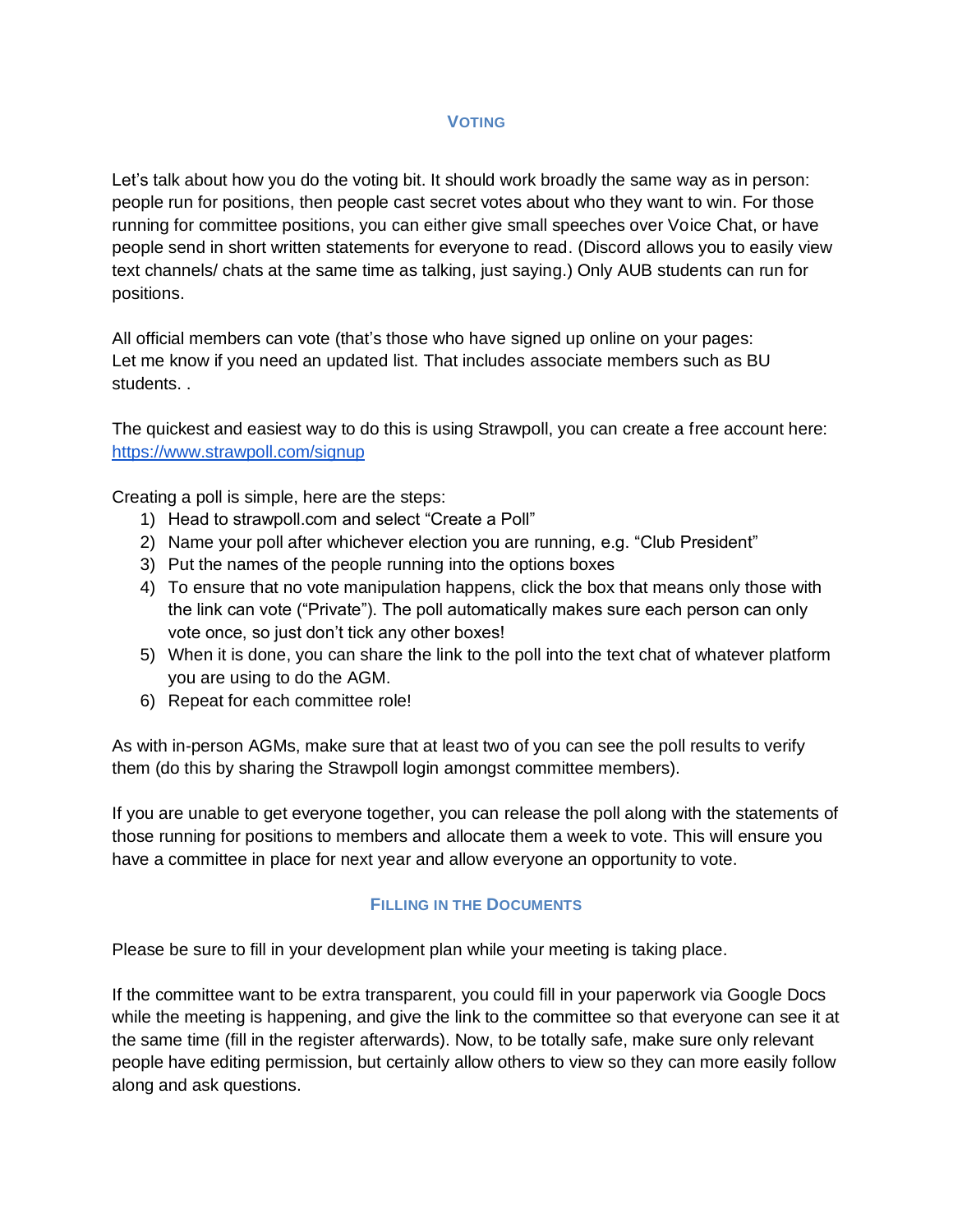## Voting

Let's talk about how you do the voting bit. It should work broadly the same way as in person: people run for positions, then people cast secret votes about who they want to win. For those running for committee positions, you can either give small speeches over Voice Chat, or have people send in short written statements for everyone to read. (Discord allows you to easily view text channels/ chats at the same time as talking, just saying.) Only AUB students can run for positions.

All official members can vote (that's those who have signed up online on your pages: Let me know if you need an updated list. That includes associate members such as BU students. .

The quickest and easiest way to do this is using Strawpoll, you can create a free account here: [https://www.strawpoll.com/signup](https://www.strawpoll.com/signup)

Creating a poll is simple, here are the steps:

1) Head to strawpoll.com and select "Create a Poll"
2) Name your poll after whichever election you are running, e.g. "Club President"
3) Put the names of the people running into the options boxes
4) To ensure that no vote manipulation happens, click the box that means only those with the link can vote ("Private"). The poll automatically makes sure each person can only vote once, so just don't tick any other boxes!
5) When it is done, you can share the link to the poll into the text chat of whatever platform you are using to do the AGM.
6) Repeat for each committee role!

As with in-person AGMs, make sure that at least two of you can see the poll results to verify them (do this by sharing the Strawpoll login amongst committee members).

If you are unable to get everyone together, you can release the poll along with the statements of those running for positions to members and allocate them a week to vote. This will ensure you have a committee in place for next year and allow everyone an opportunity to vote.

## Filling in the Documents

Please be sure to fill in your development plan while your meeting is taking place.

If the committee want to be extra transparent, you could fill in your paperwork via Google Docs while the meeting is happening, and give the link to the committee so that everyone can see it at the same time (fill in the register afterwards). Now, to be totally safe, make sure only relevant people have editing permission, but certainly allow others to view so they can more easily follow along and ask questions.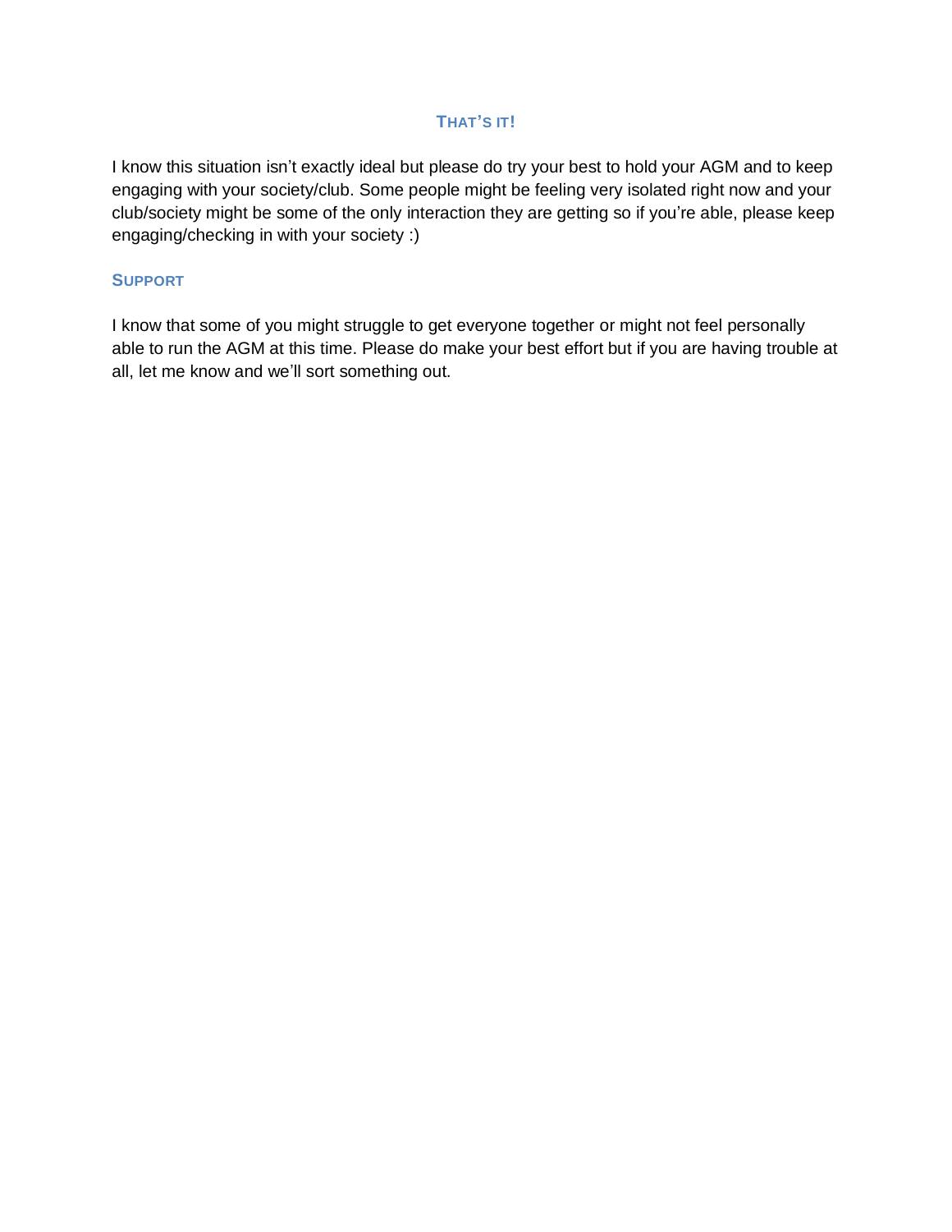## That's it!

I know this situation isn't exactly ideal but please do try your best to hold your AGM and to keep engaging with your society/club. Some people might be feeling very isolated right now and your club/society might be some of the only interaction they are getting so if you're able, please keep engaging/checking in with your society :)

### Support

I know that some of you might struggle to get everyone together or might not feel personally able to run the AGM at this time. Please do make your best effort but if you are having trouble at all, let me know and we'll sort something out.